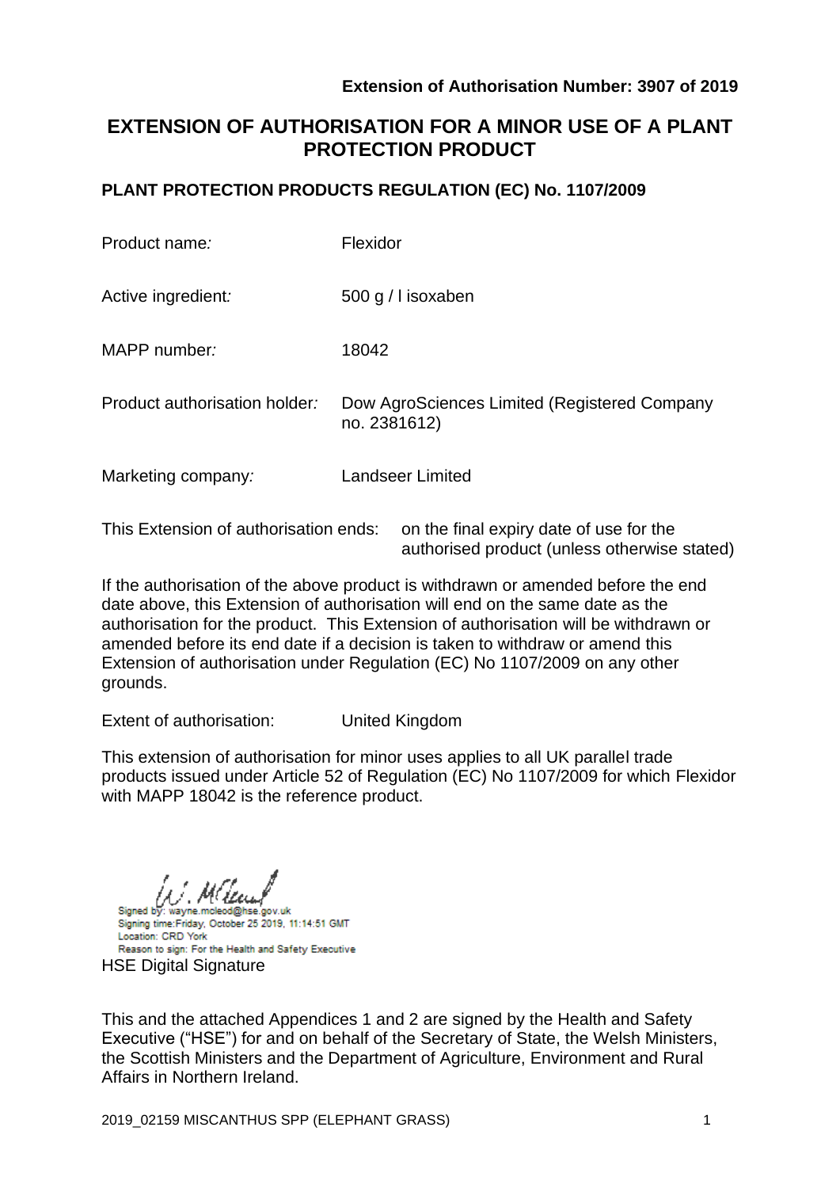**Extension of Authorisation Number: 3907 of 2019**

# EXTENSION OF AUTHORISATION FOR A MINOR USE OF A PLANT PROTECTION PRODUCT

## PLANT PROTECTION PRODUCTS REGULATION (EC) No. 1107/2009

| | |
|---|---|
| Product name*:* | Flexidor |
| Active ingredient*:* | 500 g / l isoxaben |
| MAPP number*:* | 18042 |
| Product authorisation holder*:* | Dow AgroSciences Limited (Registered Company no. 2381612) |
| Marketing company*:* | Landseer Limited |

This Extension of authorisation ends: on the final expiry date of use for the authorised product (unless otherwise stated)

If the authorisation of the above product is withdrawn or amended before the end date above, this Extension of authorisation will end on the same date as the authorisation for the product. This Extension of authorisation will be withdrawn or amended before its end date if a decision is taken to withdraw or amend this Extension of authorisation under Regulation (EC) No 1107/2009 on any other grounds.

Extent of authorisation: United Kingdom

This extension of authorisation for minor uses applies to all UK parallel trade products issued under Article 52 of Regulation (EC) No 1107/2009 for which Flexidor with MAPP 18042 is the reference product.

Signed by: wayne.mcleod@hse.gov.uk
Signing time: Friday, October 25 2019, 11:14:51 GMT
Location: CRD York
Reason to sign: For the Health and Safety Executive

HSE Digital Signature

This and the attached Appendices 1 and 2 are signed by the Health and Safety Executive ("HSE") for and on behalf of the Secretary of State, the Welsh Ministers, the Scottish Ministers and the Department of Agriculture, Environment and Rural Affairs in Northern Ireland.

2019_02159 MISCANTHUS SPP (ELEPHANT GRASS)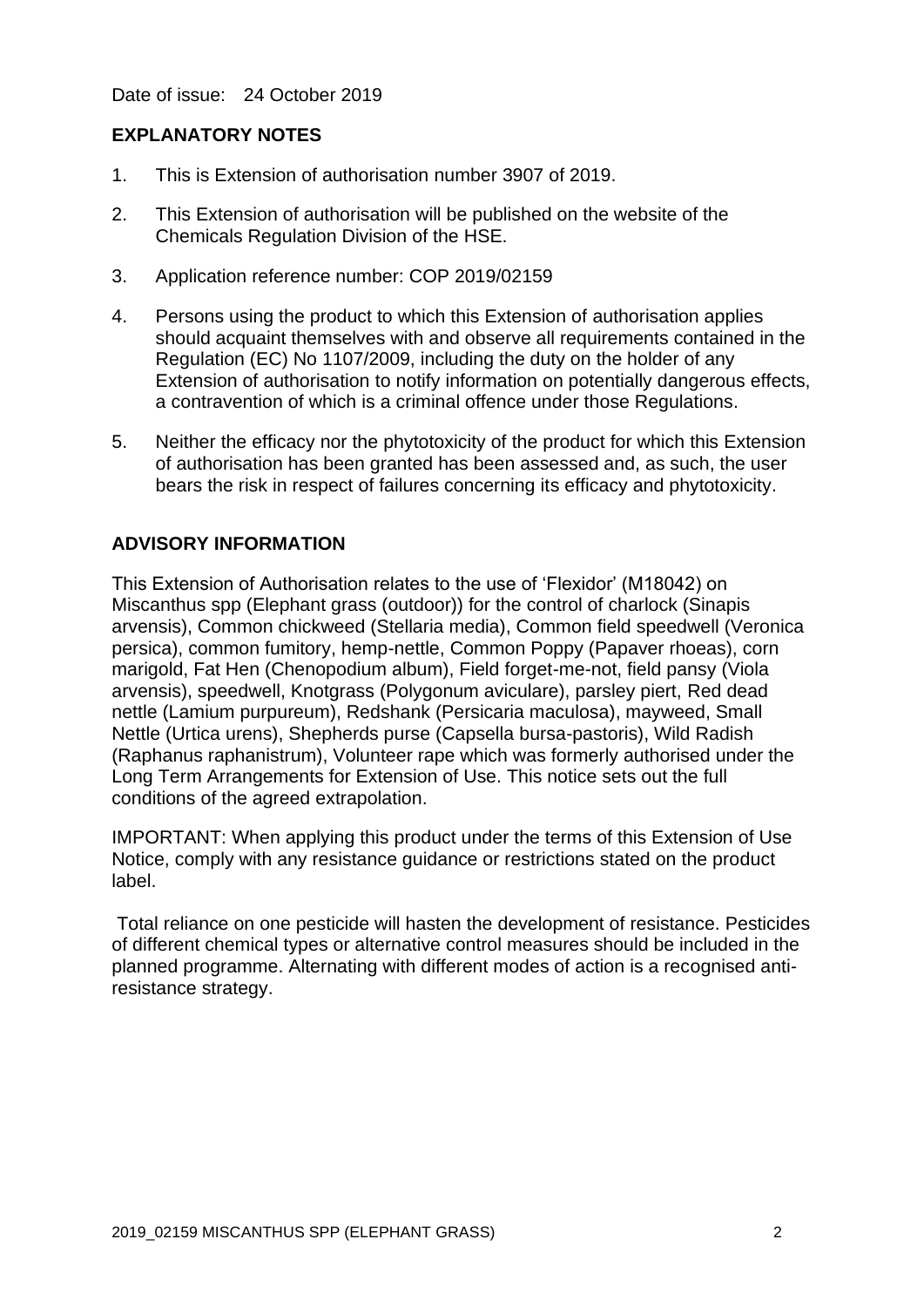Date of issue: 24 October 2019

## EXPLANATORY NOTES

1. This is Extension of authorisation number 3907 of 2019.
2. This Extension of authorisation will be published on the website of the Chemicals Regulation Division of the HSE.
3. Application reference number: COP 2019/02159
4. Persons using the product to which this Extension of authorisation applies should acquaint themselves with and observe all requirements contained in the Regulation (EC) No 1107/2009, including the duty on the holder of any Extension of authorisation to notify information on potentially dangerous effects, a contravention of which is a criminal offence under those Regulations.
5. Neither the efficacy nor the phytotoxicity of the product for which this Extension of authorisation has been granted has been assessed and, as such, the user bears the risk in respect of failures concerning its efficacy and phytotoxicity.

## ADVISORY INFORMATION

This Extension of Authorisation relates to the use of 'Flexidor' (M18042) on Miscanthus spp (Elephant grass (outdoor)) for the control of charlock (Sinapis arvensis), Common chickweed (Stellaria media), Common field speedwell (Veronica persica), common fumitory, hemp-nettle, Common Poppy (Papaver rhoeas), corn marigold, Fat Hen (Chenopodium album), Field forget-me-not, field pansy (Viola arvensis), speedwell, Knotgrass (Polygonum aviculare), parsley piert, Red dead nettle (Lamium purpureum), Redshank (Persicaria maculosa), mayweed, Small Nettle (Urtica urens), Shepherds purse (Capsella bursa-pastoris), Wild Radish (Raphanus raphanistrum), Volunteer rape which was formerly authorised under the Long Term Arrangements for Extension of Use. This notice sets out the full conditions of the agreed extrapolation.

IMPORTANT: When applying this product under the terms of this Extension of Use Notice, comply with any resistance guidance or restrictions stated on the product label.

Total reliance on one pesticide will hasten the development of resistance. Pesticides of different chemical types or alternative control measures should be included in the planned programme. Alternating with different modes of action is a recognised anti-resistance strategy.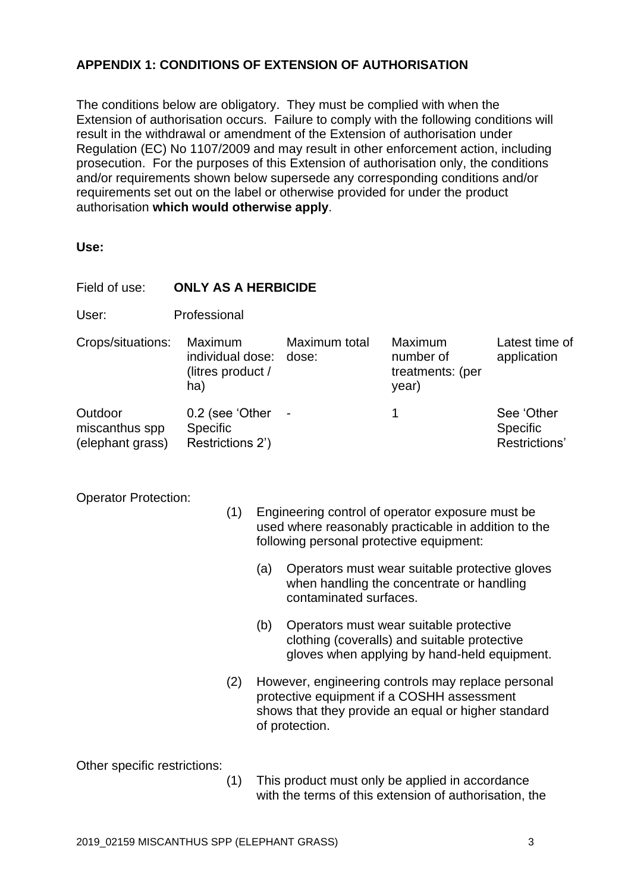## APPENDIX 1: CONDITIONS OF EXTENSION OF AUTHORISATION

The conditions below are obligatory. They must be complied with when the Extension of authorisation occurs. Failure to comply with the following conditions will result in the withdrawal or amendment of the Extension of authorisation under Regulation (EC) No 1107/2009 and may result in other enforcement action, including prosecution. For the purposes of this Extension of authorisation only, the conditions and/or requirements shown below supersede any corresponding conditions and/or requirements set out on the label or otherwise provided for under the product authorisation **which would otherwise apply**.

**Use:**

Field of use: **ONLY AS A HERBICIDE**

User: Professional

| Crops/situations: | Maximum individual dose: (litres product / ha) | Maximum total dose: | Maximum number of treatments: (per year) | Latest time of application |
| --- | --- | --- | --- | --- |
| Outdoor miscanthus spp (elephant grass) | 0.2 (see 'Other Specific Restrictions 2') | - | 1 | See 'Other Specific Restrictions' |

Operator Protection:

(1) Engineering control of operator exposure must be used where reasonably practicable in addition to the following personal protective equipment:

(a) Operators must wear suitable protective gloves when handling the concentrate or handling contaminated surfaces.

(b) Operators must wear suitable protective clothing (coveralls) and suitable protective gloves when applying by hand-held equipment.

(2) However, engineering controls may replace personal protective equipment if a COSHH assessment shows that they provide an equal or higher standard of protection.

Other specific restrictions:

(1) This product must only be applied in accordance with the terms of this extension of authorisation, the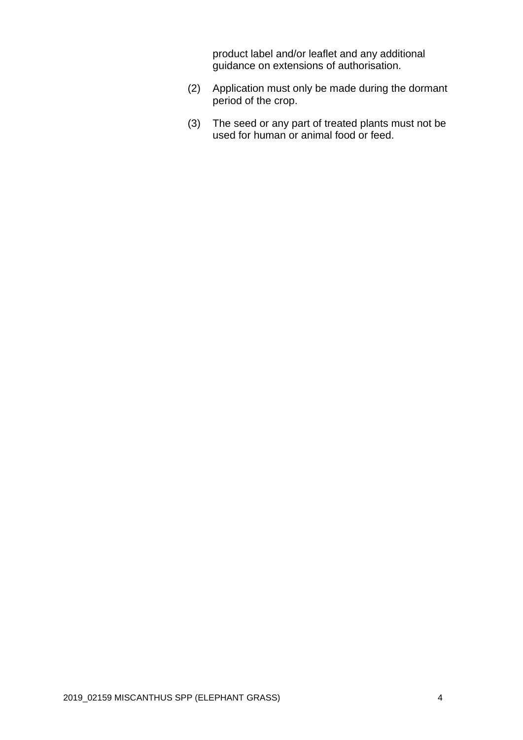product label and/or leaflet and any additional guidance on extensions of authorisation.

(2) Application must only be made during the dormant period of the crop.

(3) The seed or any part of treated plants must not be used for human or animal food or feed.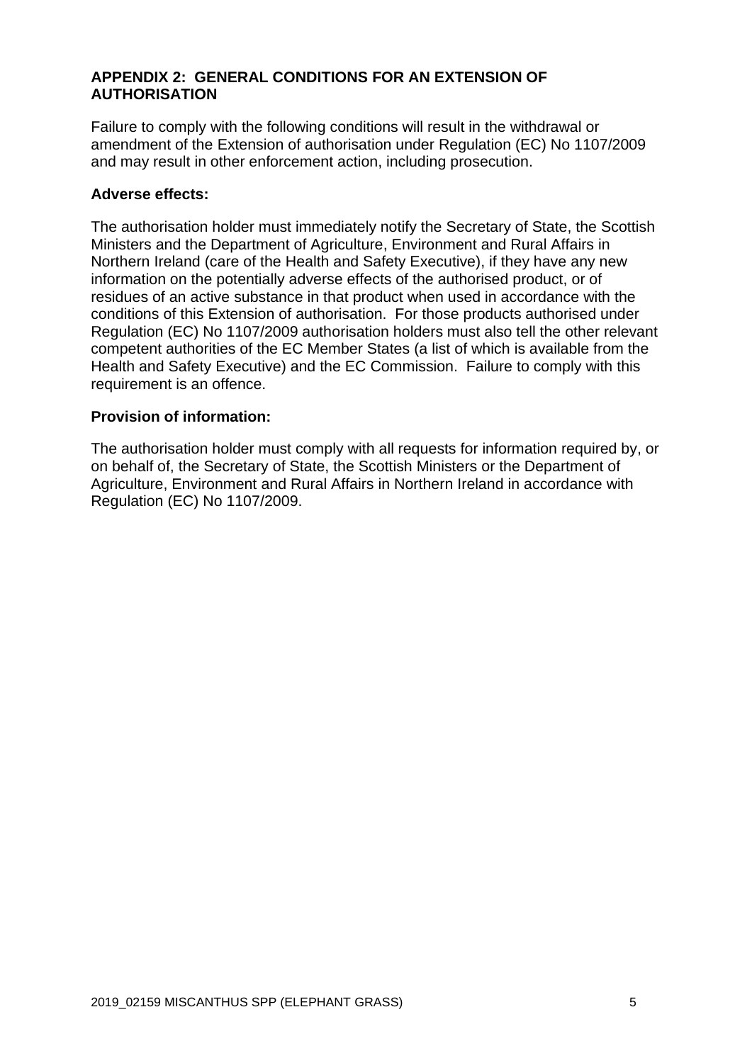## APPENDIX 2: GENERAL CONDITIONS FOR AN EXTENSION OF AUTHORISATION

Failure to comply with the following conditions will result in the withdrawal or amendment of the Extension of authorisation under Regulation (EC) No 1107/2009 and may result in other enforcement action, including prosecution.

**Adverse effects:**

The authorisation holder must immediately notify the Secretary of State, the Scottish Ministers and the Department of Agriculture, Environment and Rural Affairs in Northern Ireland (care of the Health and Safety Executive), if they have any new information on the potentially adverse effects of the authorised product, or of residues of an active substance in that product when used in accordance with the conditions of this Extension of authorisation. For those products authorised under Regulation (EC) No 1107/2009 authorisation holders must also tell the other relevant competent authorities of the EC Member States (a list of which is available from the Health and Safety Executive) and the EC Commission. Failure to comply with this requirement is an offence.

**Provision of information:**

The authorisation holder must comply with all requests for information required by, or on behalf of, the Secretary of State, the Scottish Ministers or the Department of Agriculture, Environment and Rural Affairs in Northern Ireland in accordance with Regulation (EC) No 1107/2009.